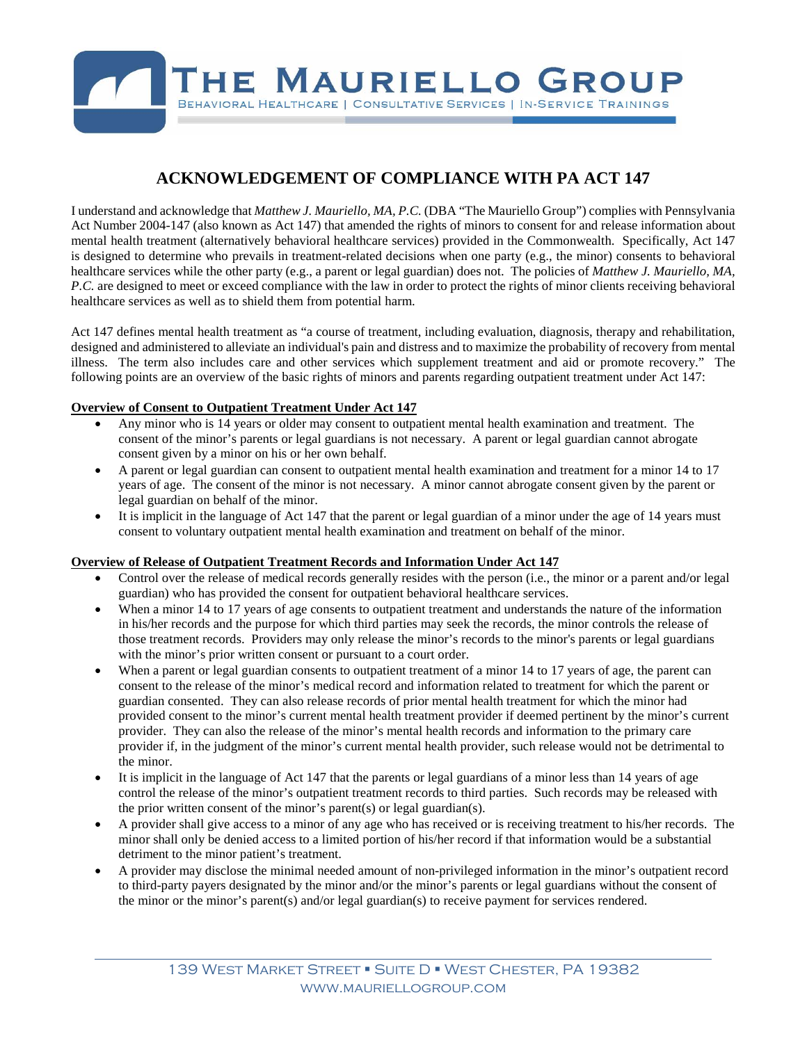# THE MAURIELLO GROUP

BEHAVIORAL HEALTHCARE | CONSULTATIVE SERVICES | IN-SERVICE TRAININGS

## ACKNOWLEDGEMENT OF COMPLIANCE WITH PA ACT 147

I understand and acknowledge that *Matthew J. Mauriello, MA, P.C.* (DBA "The Mauriello Group") complies with Pennsylvania Act Number 2004-147 (also known as Act 147) that amended the rights of minors to consent for and release information about mental health treatment (alternatively behavioral healthcare services) provided in the Commonwealth. Specifically, Act 147 is designed to determine who prevails in treatment-related decisions when one party (e.g., the minor) consents to behavioral healthcare services while the other party (e.g., a parent or legal guardian) does not. The policies of *Matthew J. Mauriello, MA, P.C.* are designed to meet or exceed compliance with the law in order to protect the rights of minor clients receiving behavioral healthcare services as well as to shield them from potential harm.

Act 147 defines mental health treatment as "a course of treatment, including evaluation, diagnosis, therapy and rehabilitation, designed and administered to alleviate an individual's pain and distress and to maximize the probability of recovery from mental illness. The term also includes care and other services which supplement treatment and aid or promote recovery." The following points are an overview of the basic rights of minors and parents regarding outpatient treatment under Act 147:

**Overview of Consent to Outpatient Treatment Under Act 147**

- Any minor who is 14 years or older may consent to outpatient mental health examination and treatment. The consent of the minor's parents or legal guardians is not necessary. A parent or legal guardian cannot abrogate consent given by a minor on his or her own behalf.
- A parent or legal guardian can consent to outpatient mental health examination and treatment for a minor 14 to 17 years of age. The consent of the minor is not necessary. A minor cannot abrogate consent given by the parent or legal guardian on behalf of the minor.
- It is implicit in the language of Act 147 that the parent or legal guardian of a minor under the age of 14 years must consent to voluntary outpatient mental health examination and treatment on behalf of the minor.

**Overview of Release of Outpatient Treatment Records and Information Under Act 147**

- Control over the release of medical records generally resides with the person (i.e., the minor or a parent and/or legal guardian) who has provided the consent for outpatient behavioral healthcare services.
- When a minor 14 to 17 years of age consents to outpatient treatment and understands the nature of the information in his/her records and the purpose for which third parties may seek the records, the minor controls the release of those treatment records. Providers may only release the minor's records to the minor's parents or legal guardians with the minor's prior written consent or pursuant to a court order.
- When a parent or legal guardian consents to outpatient treatment of a minor 14 to 17 years of age, the parent can consent to the release of the minor's medical record and information related to treatment for which the parent or guardian consented. They can also release records of prior mental health treatment for which the minor had provided consent to the minor's current mental health treatment provider if deemed pertinent by the minor's current provider. They can also the release of the minor's mental health records and information to the primary care provider if, in the judgment of the minor's current mental health provider, such release would not be detrimental to the minor.
- It is implicit in the language of Act 147 that the parents or legal guardians of a minor less than 14 years of age control the release of the minor's outpatient treatment records to third parties. Such records may be released with the prior written consent of the minor's parent(s) or legal guardian(s).
- A provider shall give access to a minor of any age who has received or is receiving treatment to his/her records. The minor shall only be denied access to a limited portion of his/her record if that information would be a substantial detriment to the minor patient's treatment.
- A provider may disclose the minimal needed amount of non-privileged information in the minor's outpatient record to third-party payers designated by the minor and/or the minor's parents or legal guardians without the consent of the minor or the minor's parent(s) and/or legal guardian(s) to receive payment for services rendered.

139 WEST MARKET STREET ▪ SUITE D ▪ WEST CHESTER, PA 19382
WWW.MAURIELLOGROUP.COM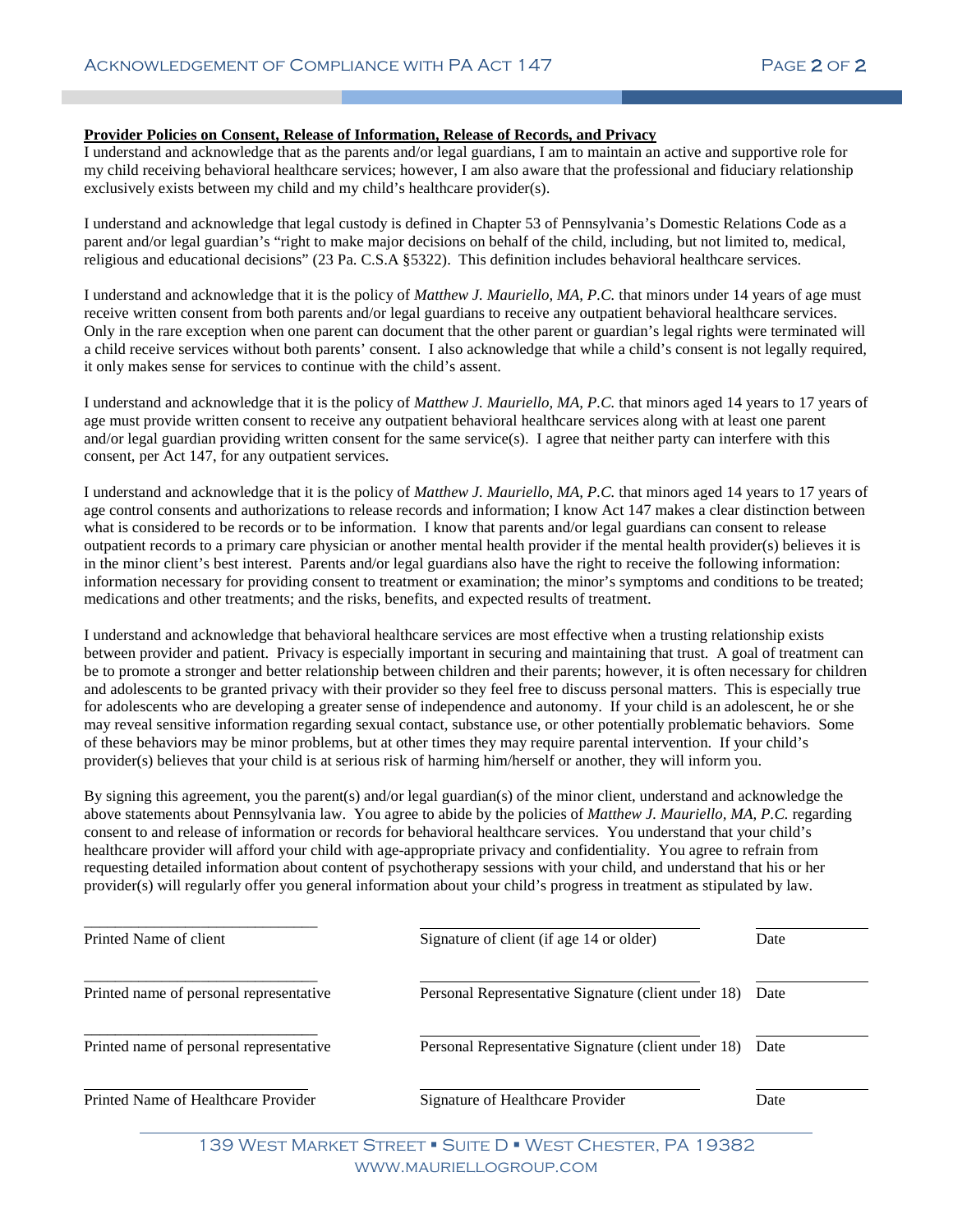**Provider Policies on Consent, Release of Information, Release of Records, and Privacy**

I understand and acknowledge that as the parents and/or legal guardians, I am to maintain an active and supportive role for my child receiving behavioral healthcare services; however, I am also aware that the professional and fiduciary relationship exclusively exists between my child and my child's healthcare provider(s).

I understand and acknowledge that legal custody is defined in Chapter 53 of Pennsylvania's Domestic Relations Code as a parent and/or legal guardian's "right to make major decisions on behalf of the child, including, but not limited to, medical, religious and educational decisions" (23 Pa. C.S.A §5322). This definition includes behavioral healthcare services.

I understand and acknowledge that it is the policy of *Matthew J. Mauriello, MA, P.C.* that minors under 14 years of age must receive written consent from both parents and/or legal guardians to receive any outpatient behavioral healthcare services. Only in the rare exception when one parent can document that the other parent or guardian's legal rights were terminated will a child receive services without both parents' consent. I also acknowledge that while a child's consent is not legally required, it only makes sense for services to continue with the child's assent.

I understand and acknowledge that it is the policy of *Matthew J. Mauriello, MA, P.C.* that minors aged 14 years to 17 years of age must provide written consent to receive any outpatient behavioral healthcare services along with at least one parent and/or legal guardian providing written consent for the same service(s). I agree that neither party can interfere with this consent, per Act 147, for any outpatient services.

I understand and acknowledge that it is the policy of *Matthew J. Mauriello, MA, P.C.* that minors aged 14 years to 17 years of age control consents and authorizations to release records and information; I know Act 147 makes a clear distinction between what is considered to be records or to be information. I know that parents and/or legal guardians can consent to release outpatient records to a primary care physician or another mental health provider if the mental health provider(s) believes it is in the minor client's best interest. Parents and/or legal guardians also have the right to receive the following information: information necessary for providing consent to treatment or examination; the minor's symptoms and conditions to be treated; medications and other treatments; and the risks, benefits, and expected results of treatment.

I understand and acknowledge that behavioral healthcare services are most effective when a trusting relationship exists between provider and patient. Privacy is especially important in securing and maintaining that trust. A goal of treatment can be to promote a stronger and better relationship between children and their parents; however, it is often necessary for children and adolescents to be granted privacy with their provider so they feel free to discuss personal matters. This is especially true for adolescents who are developing a greater sense of independence and autonomy. If your child is an adolescent, he or she may reveal sensitive information regarding sexual contact, substance use, or other potentially problematic behaviors. Some of these behaviors may be minor problems, but at other times they may require parental intervention. If your child's provider(s) believes that your child is at serious risk of harming him/herself or another, they will inform you.

By signing this agreement, you the parent(s) and/or legal guardian(s) of the minor client, understand and acknowledge the above statements about Pennsylvania law. You agree to abide by the policies of *Matthew J. Mauriello, MA, P.C.* regarding consent to and release of information or records for behavioral healthcare services. You understand that your child's healthcare provider will afford your child with age-appropriate privacy and confidentiality. You agree to refrain from requesting detailed information about content of psychotherapy sessions with your child, and understand that his or her provider(s) will regularly offer you general information about your child's progress in treatment as stipulated by law.

| | | |
|---|---|---|
| Printed Name of client | Signature of client (if age 14 or older) | Date |
| Printed name of personal representative | Personal Representative Signature (client under 18) | Date |
| Printed name of personal representative | Personal Representative Signature (client under 18) | Date |
| Printed Name of Healthcare Provider | Signature of Healthcare Provider | Date |

139 West Market Street ▪ Suite D ▪ West Chester, PA 19382
www.mauriellogroup.com